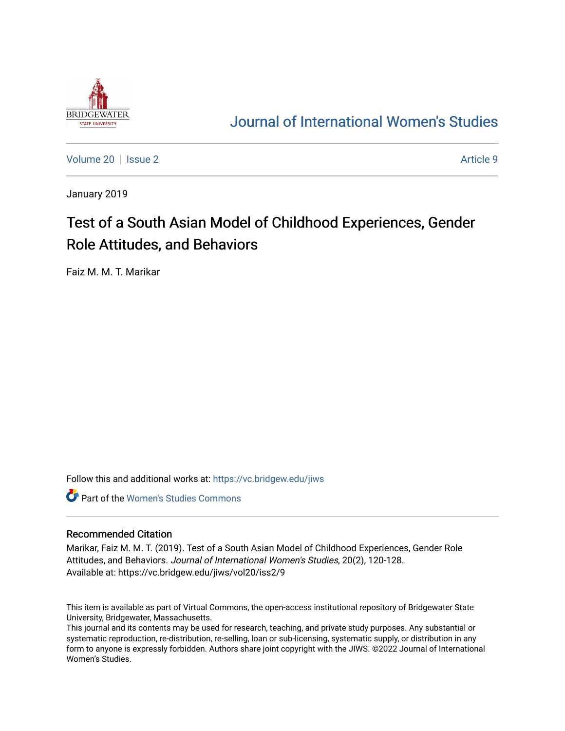Journal of International Women's Studies

Volume 20 | Issue 2 | Article 9

January 2019

# Test of a South Asian Model of Childhood Experiences, Gender Role Attitudes, and Behaviors

Faiz M. M. T. Marikar

Follow this and additional works at: https://vc.bridgew.edu/jiws

Part of the Women's Studies Commons

## Recommended Citation

Marikar, Faiz M. M. T. (2019). Test of a South Asian Model of Childhood Experiences, Gender Role Attitudes, and Behaviors. *Journal of International Women's Studies*, 20(2), 120-128.
Available at: https://vc.bridgew.edu/jiws/vol20/iss2/9

This item is available as part of Virtual Commons, the open-access institutional repository of Bridgewater State University, Bridgewater, Massachusetts.
This journal and its contents may be used for research, teaching, and private study purposes. Any substantial or systematic reproduction, re-distribution, re-selling, loan or sub-licensing, systematic supply, or distribution in any form to anyone is expressly forbidden. Authors share joint copyright with the JIWS. ©2022 Journal of International Women's Studies.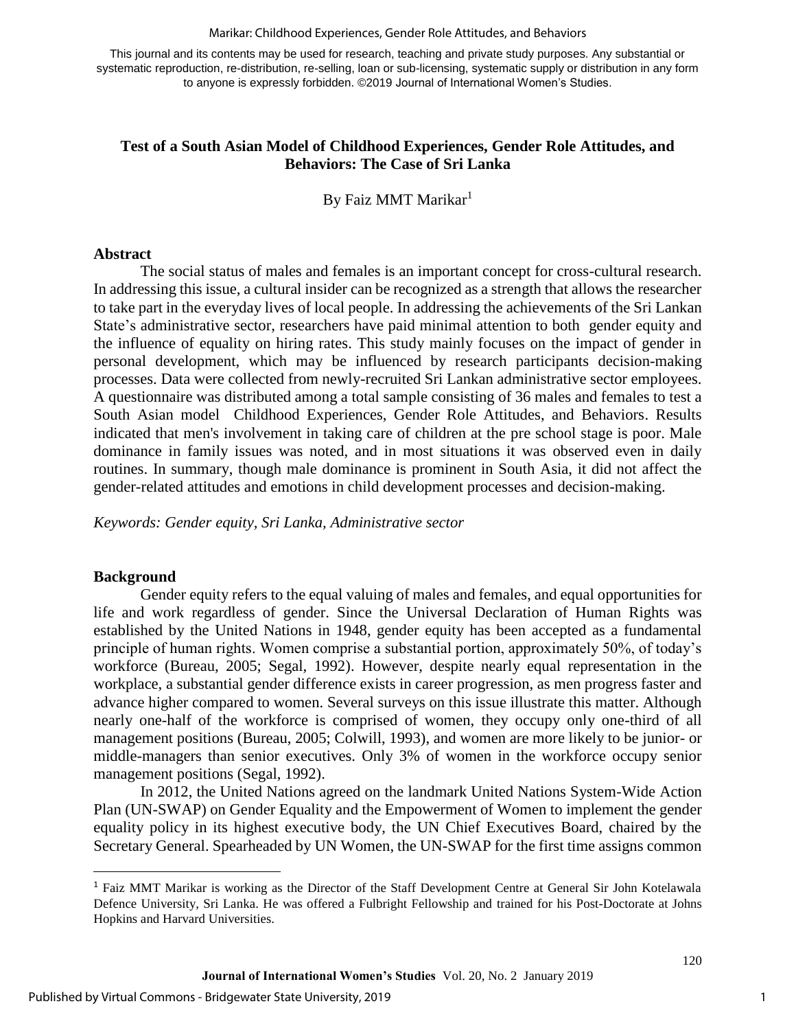This journal and its contents may be used for research, teaching and private study purposes. Any substantial or systematic reproduction, re-distribution, re-selling, loan or sub-licensing, systematic supply or distribution in any form to anyone is expressly forbidden. ©2019 Journal of International Women's Studies.

# Test of a South Asian Model of Childhood Experiences, Gender Role Attitudes, and Behaviors: The Case of Sri Lanka

By Faiz MMT Marikar[1]

## Abstract

The social status of males and females is an important concept for cross-cultural research. In addressing this issue, a cultural insider can be recognized as a strength that allows the researcher to take part in the everyday lives of local people. In addressing the achievements of the Sri Lankan State's administrative sector, researchers have paid minimal attention to both gender equity and the influence of equality on hiring rates. This study mainly focuses on the impact of gender in personal development, which may be influenced by research participants decision-making processes. Data were collected from newly-recruited Sri Lankan administrative sector employees. A questionnaire was distributed among a total sample consisting of 36 males and females to test a South Asian model Childhood Experiences, Gender Role Attitudes, and Behaviors. Results indicated that men's involvement in taking care of children at the pre school stage is poor. Male dominance in family issues was noted, and in most situations it was observed even in daily routines. In summary, though male dominance is prominent in South Asia, it did not affect the gender-related attitudes and emotions in child development processes and decision-making.

*Keywords: Gender equity, Sri Lanka, Administrative sector*

## Background

Gender equity refers to the equal valuing of males and females, and equal opportunities for life and work regardless of gender. Since the Universal Declaration of Human Rights was established by the United Nations in 1948, gender equity has been accepted as a fundamental principle of human rights. Women comprise a substantial portion, approximately 50%, of today's workforce (Bureau, 2005; Segal, 1992). However, despite nearly equal representation in the workplace, a substantial gender difference exists in career progression, as men progress faster and advance higher compared to women. Several surveys on this issue illustrate this matter. Although nearly one-half of the workforce is comprised of women, they occupy only one-third of all management positions (Bureau, 2005; Colwill, 1993), and women are more likely to be junior- or middle-managers than senior executives. Only 3% of women in the workforce occupy senior management positions (Segal, 1992).

In 2012, the United Nations agreed on the landmark United Nations System-Wide Action Plan (UN-SWAP) on Gender Equality and the Empowerment of Women to implement the gender equality policy in its highest executive body, the UN Chief Executives Board, chaired by the Secretary General. Spearheaded by UN Women, the UN-SWAP for the first time assigns common

[1] Faiz MMT Marikar is working as the Director of the Staff Development Centre at General Sir John Kotelawala Defence University, Sri Lanka. He was offered a Fulbright Fellowship and trained for his Post-Doctorate at Johns Hopkins and Harvard Universities.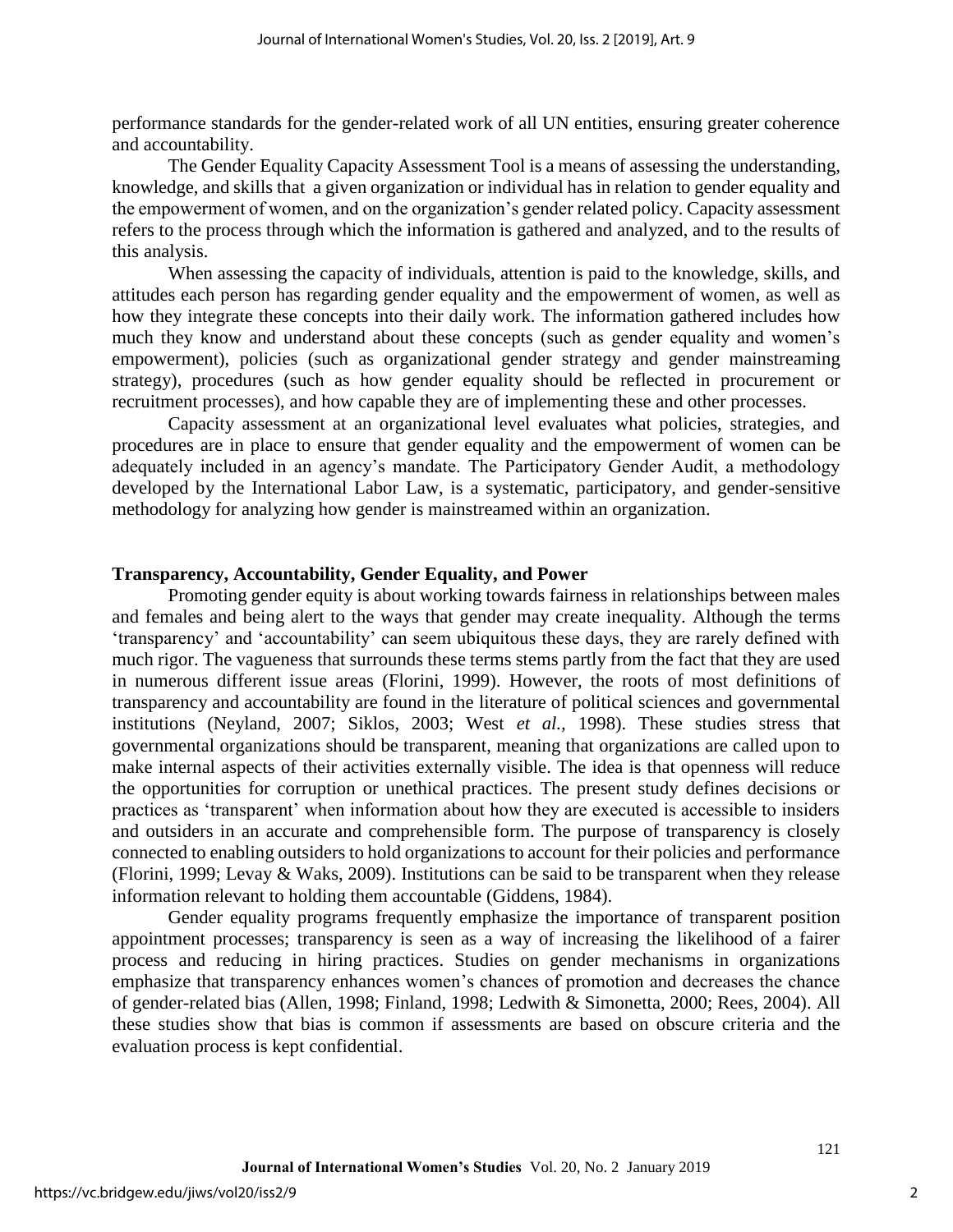performance standards for the gender-related work of all UN entities, ensuring greater coherence and accountability.

The Gender Equality Capacity Assessment Tool is a means of assessing the understanding, knowledge, and skills that a given organization or individual has in relation to gender equality and the empowerment of women, and on the organization's gender related policy. Capacity assessment refers to the process through which the information is gathered and analyzed, and to the results of this analysis.

When assessing the capacity of individuals, attention is paid to the knowledge, skills, and attitudes each person has regarding gender equality and the empowerment of women, as well as how they integrate these concepts into their daily work. The information gathered includes how much they know and understand about these concepts (such as gender equality and women's empowerment), policies (such as organizational gender strategy and gender mainstreaming strategy), procedures (such as how gender equality should be reflected in procurement or recruitment processes), and how capable they are of implementing these and other processes.

Capacity assessment at an organizational level evaluates what policies, strategies, and procedures are in place to ensure that gender equality and the empowerment of women can be adequately included in an agency's mandate. The Participatory Gender Audit, a methodology developed by the International Labor Law, is a systematic, participatory, and gender-sensitive methodology for analyzing how gender is mainstreamed within an organization.

## Transparency, Accountability, Gender Equality, and Power

Promoting gender equity is about working towards fairness in relationships between males and females and being alert to the ways that gender may create inequality. Although the terms 'transparency' and 'accountability' can seem ubiquitous these days, they are rarely defined with much rigor. The vagueness that surrounds these terms stems partly from the fact that they are used in numerous different issue areas (Florini, 1999). However, the roots of most definitions of transparency and accountability are found in the literature of political sciences and governmental institutions (Neyland, 2007; Siklos, 2003; West *et al.*, 1998). These studies stress that governmental organizations should be transparent, meaning that organizations are called upon to make internal aspects of their activities externally visible. The idea is that openness will reduce the opportunities for corruption or unethical practices. The present study defines decisions or practices as 'transparent' when information about how they are executed is accessible to insiders and outsiders in an accurate and comprehensible form. The purpose of transparency is closely connected to enabling outsiders to hold organizations to account for their policies and performance (Florini, 1999; Levay & Waks, 2009). Institutions can be said to be transparent when they release information relevant to holding them accountable (Giddens, 1984).

Gender equality programs frequently emphasize the importance of transparent position appointment processes; transparency is seen as a way of increasing the likelihood of a fairer process and reducing in hiring practices. Studies on gender mechanisms in organizations emphasize that transparency enhances women's chances of promotion and decreases the chance of gender-related bias (Allen, 1998; Finland, 1998; Ledwith & Simonetta, 2000; Rees, 2004). All these studies show that bias is common if assessments are based on obscure criteria and the evaluation process is kept confidential.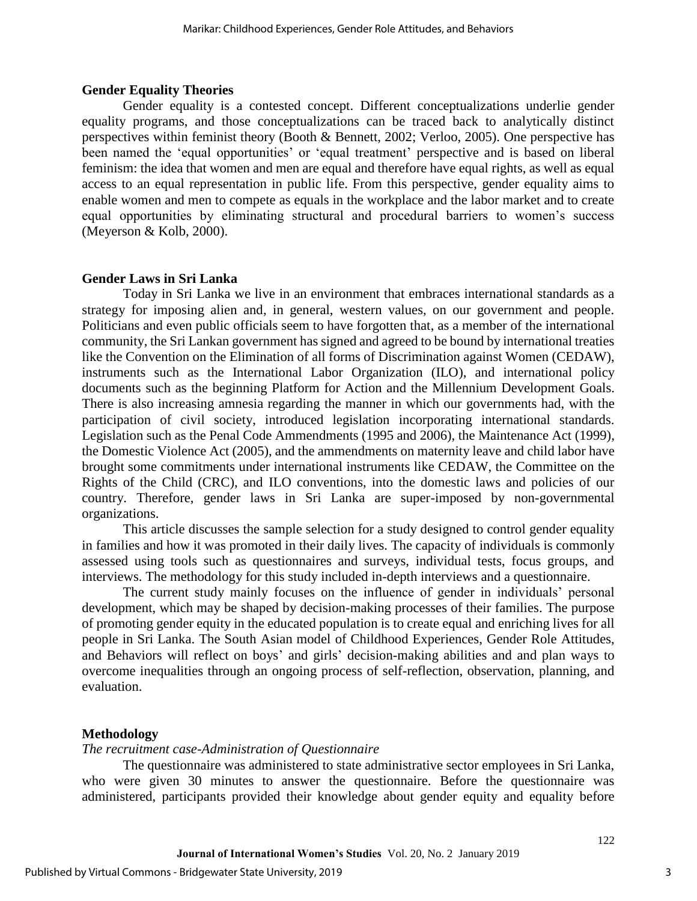## Gender Equality Theories

Gender equality is a contested concept. Different conceptualizations underlie gender equality programs, and those conceptualizations can be traced back to analytically distinct perspectives within feminist theory (Booth & Bennett, 2002; Verloo, 2005). One perspective has been named the 'equal opportunities' or 'equal treatment' perspective and is based on liberal feminism: the idea that women and men are equal and therefore have equal rights, as well as equal access to an equal representation in public life. From this perspective, gender equality aims to enable women and men to compete as equals in the workplace and the labor market and to create equal opportunities by eliminating structural and procedural barriers to women's success (Meyerson & Kolb, 2000).

## Gender Laws in Sri Lanka

Today in Sri Lanka we live in an environment that embraces international standards as a strategy for imposing alien and, in general, western values, on our government and people. Politicians and even public officials seem to have forgotten that, as a member of the international community, the Sri Lankan government has signed and agreed to be bound by international treaties like the Convention on the Elimination of all forms of Discrimination against Women (CEDAW), instruments such as the International Labor Organization (ILO), and international policy documents such as the beginning Platform for Action and the Millennium Development Goals. There is also increasing amnesia regarding the manner in which our governments had, with the participation of civil society, introduced legislation incorporating international standards. Legislation such as the Penal Code Ammendments (1995 and 2006), the Maintenance Act (1999), the Domestic Violence Act (2005), and the ammendments on maternity leave and child labor have brought some commitments under international instruments like CEDAW, the Committee on the Rights of the Child (CRC), and ILO conventions, into the domestic laws and policies of our country. Therefore, gender laws in Sri Lanka are super-imposed by non-governmental organizations.

This article discusses the sample selection for a study designed to control gender equality in families and how it was promoted in their daily lives. The capacity of individuals is commonly assessed using tools such as questionnaires and surveys, individual tests, focus groups, and interviews. The methodology for this study included in-depth interviews and a questionnaire.

The current study mainly focuses on the influence of gender in individuals' personal development, which may be shaped by decision-making processes of their families. The purpose of promoting gender equity in the educated population is to create equal and enriching lives for all people in Sri Lanka. The South Asian model of Childhood Experiences, Gender Role Attitudes, and Behaviors will reflect on boys' and girls' decision-making abilities and and plan ways to overcome inequalities through an ongoing process of self-reflection, observation, planning, and evaluation.

## Methodology

*The recruitment case-Administration of Questionnaire*

The questionnaire was administered to state administrative sector employees in Sri Lanka, who were given 30 minutes to answer the questionnaire. Before the questionnaire was administered, participants provided their knowledge about gender equity and equality before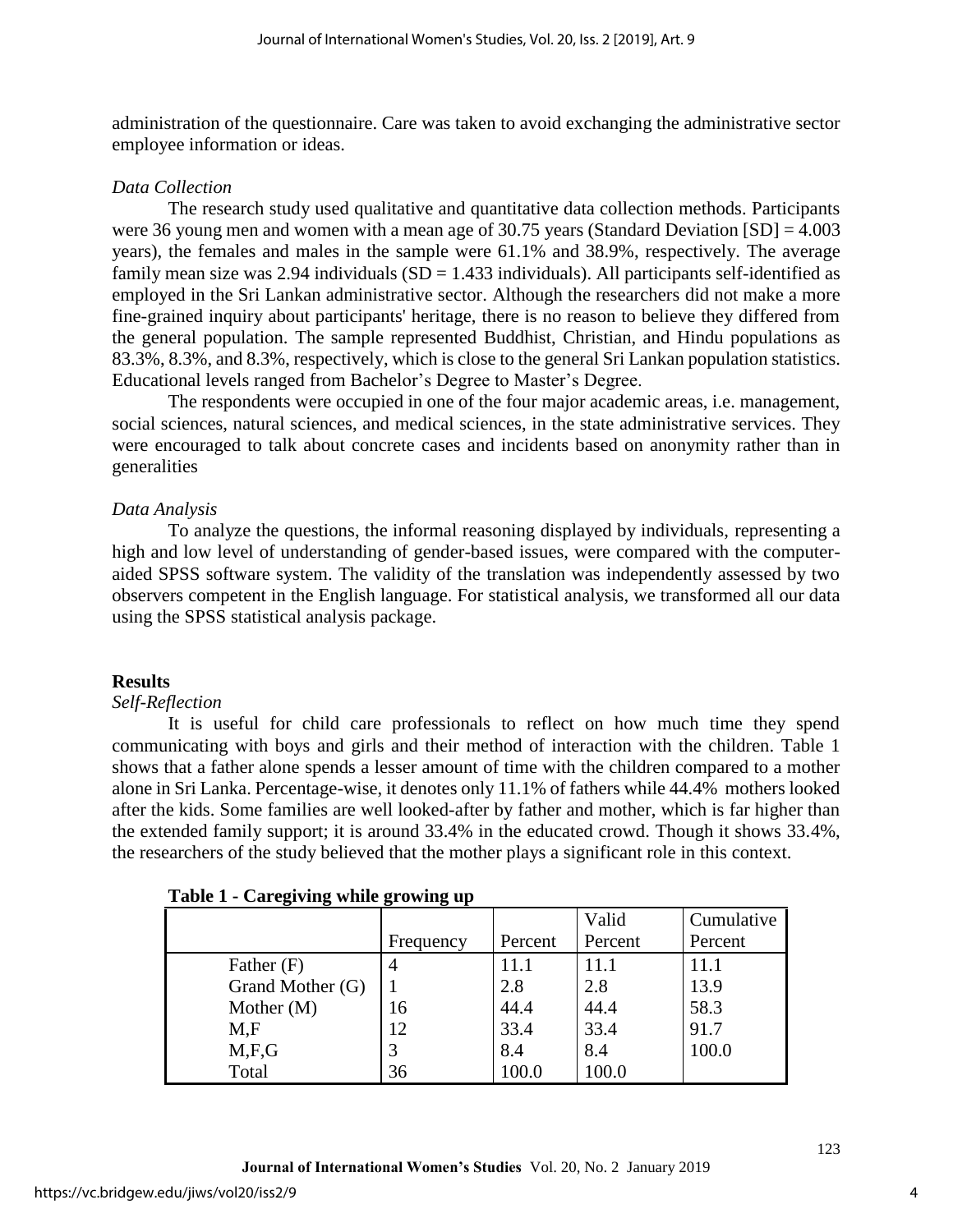administration of the questionnaire. Care was taken to avoid exchanging the administrative sector employee information or ideas.

*Data Collection*

The research study used qualitative and quantitative data collection methods. Participants were 36 young men and women with a mean age of 30.75 years (Standard Deviation [SD] = 4.003 years), the females and males in the sample were 61.1% and 38.9%, respectively. The average family mean size was 2.94 individuals (SD = 1.433 individuals). All participants self-identified as employed in the Sri Lankan administrative sector. Although the researchers did not make a more fine-grained inquiry about participants' heritage, there is no reason to believe they differed from the general population. The sample represented Buddhist, Christian, and Hindu populations as 83.3%, 8.3%, and 8.3%, respectively, which is close to the general Sri Lankan population statistics. Educational levels ranged from Bachelor's Degree to Master's Degree.

The respondents were occupied in one of the four major academic areas, i.e. management, social sciences, natural sciences, and medical sciences, in the state administrative services. They were encouraged to talk about concrete cases and incidents based on anonymity rather than in generalities

*Data Analysis*

To analyze the questions, the informal reasoning displayed by individuals, representing a high and low level of understanding of gender-based issues, were compared with the computer-aided SPSS software system. The validity of the translation was independently assessed by two observers competent in the English language. For statistical analysis, we transformed all our data using the SPSS statistical analysis package.

## Results

*Self-Reflection*

It is useful for child care professionals to reflect on how much time they spend communicating with boys and girls and their method of interaction with the children. Table 1 shows that a father alone spends a lesser amount of time with the children compared to a mother alone in Sri Lanka. Percentage-wise, it denotes only 11.1% of fathers while 44.4% mothers looked after the kids. Some families are well looked-after by father and mother, which is far higher than the extended family support; it is around 33.4% in the educated crowd. Though it shows 33.4%, the researchers of the study believed that the mother plays a significant role in this context.

**Table 1 - Caregiving while growing up**

| | Frequency | Percent | Valid Percent | Cumulative Percent |
|---|---|---|---|---|
| Father (F) | 4 | 11.1 | 11.1 | 11.1 |
| Grand Mother (G) | 1 | 2.8 | 2.8 | 13.9 |
| Mother (M) | 16 | 44.4 | 44.4 | 58.3 |
| M,F | 12 | 33.4 | 33.4 | 91.7 |
| M,F,G | 3 | 8.4 | 8.4 | 100.0 |
| Total | 36 | 100.0 | 100.0 | |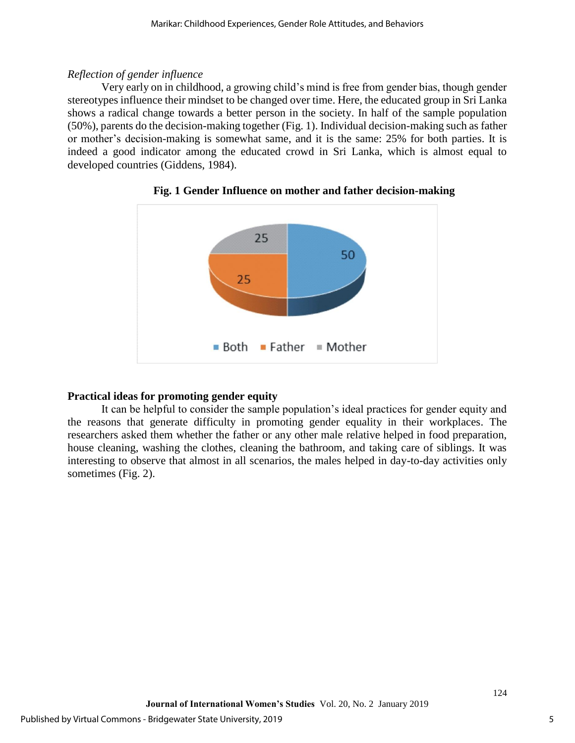*Reflection of gender influence*

Very early on in childhood, a growing child's mind is free from gender bias, though gender stereotypes influence their mindset to be changed over time. Here, the educated group in Sri Lanka shows a radical change towards a better person in the society. In half of the sample population (50%), parents do the decision-making together (Fig. 1). Individual decision-making such as father or mother's decision-making is somewhat same, and it is the same: 25% for both parties. It is indeed a good indicator among the educated crowd in Sri Lanka, which is almost equal to developed countries (Giddens, 1984).

**Fig. 1 Gender Influence on mother and father decision-making**

| Category | Value |
|---|---|
| Both | 50 |
| Father | 25 |
| Mother | 25 |

**Practical ideas for promoting gender equity**

It can be helpful to consider the sample population's ideal practices for gender equity and the reasons that generate difficulty in promoting gender equality in their workplaces. The researchers asked them whether the father or any other male relative helped in food preparation, house cleaning, washing the clothes, cleaning the bathroom, and taking care of siblings. It was interesting to observe that almost in all scenarios, the males helped in day-to-day activities only sometimes (Fig. 2).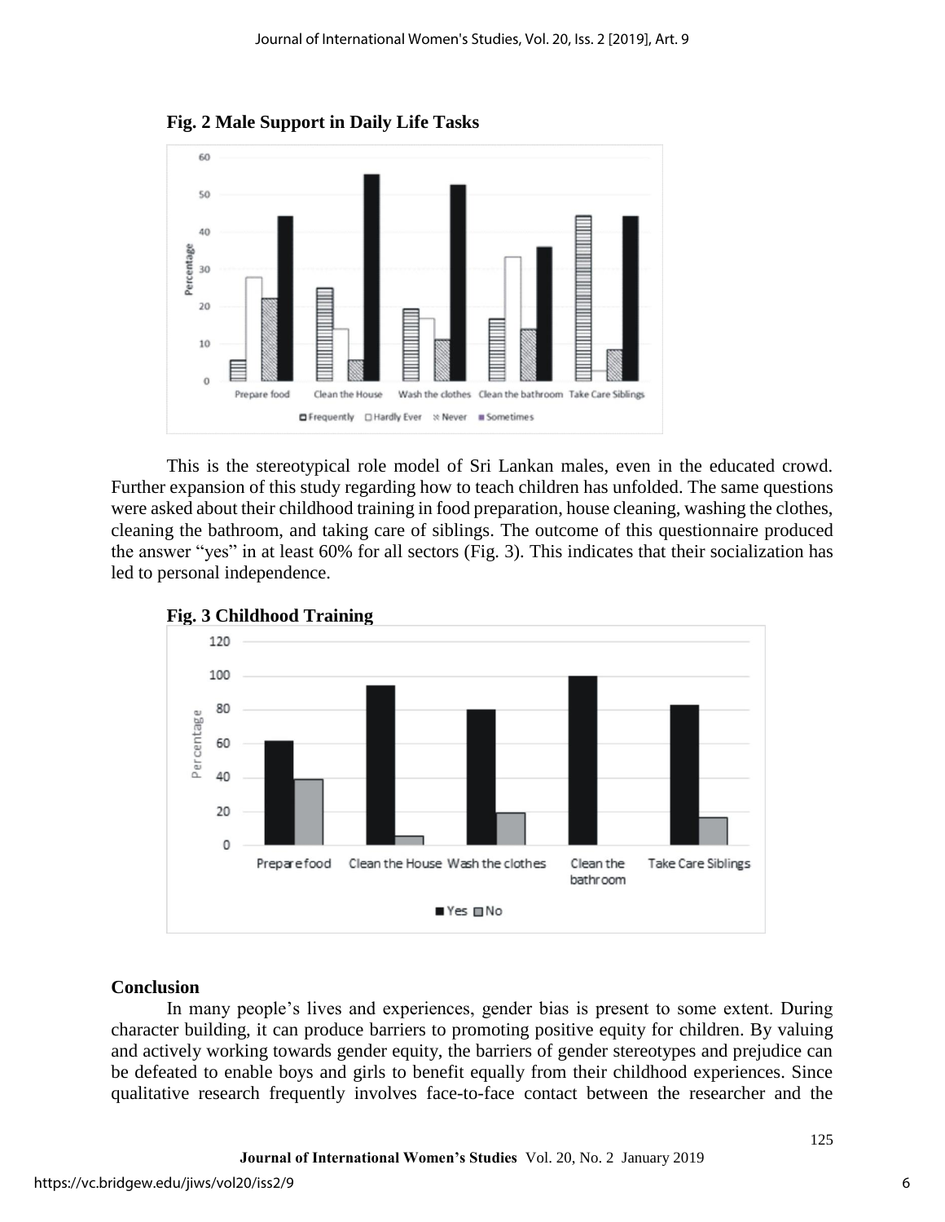**Fig. 2 Male Support in Daily Life Tasks**

This is the stereotypical role model of Sri Lankan males, even in the educated crowd. Further expansion of this study regarding how to teach children has unfolded. The same questions were asked about their childhood training in food preparation, house cleaning, washing the clothes, cleaning the bathroom, and taking care of siblings. The outcome of this questionnaire produced the answer "yes" in at least 60% for all sectors (Fig. 3). This indicates that their socialization has led to personal independence.

**Fig. 3 Childhood Training**

## Conclusion

In many people's lives and experiences, gender bias is present to some extent. During character building, it can produce barriers to promoting positive equity for children. By valuing and actively working towards gender equity, the barriers of gender stereotypes and prejudice can be defeated to enable boys and girls to benefit equally from their childhood experiences. Since qualitative research frequently involves face-to-face contact between the researcher and the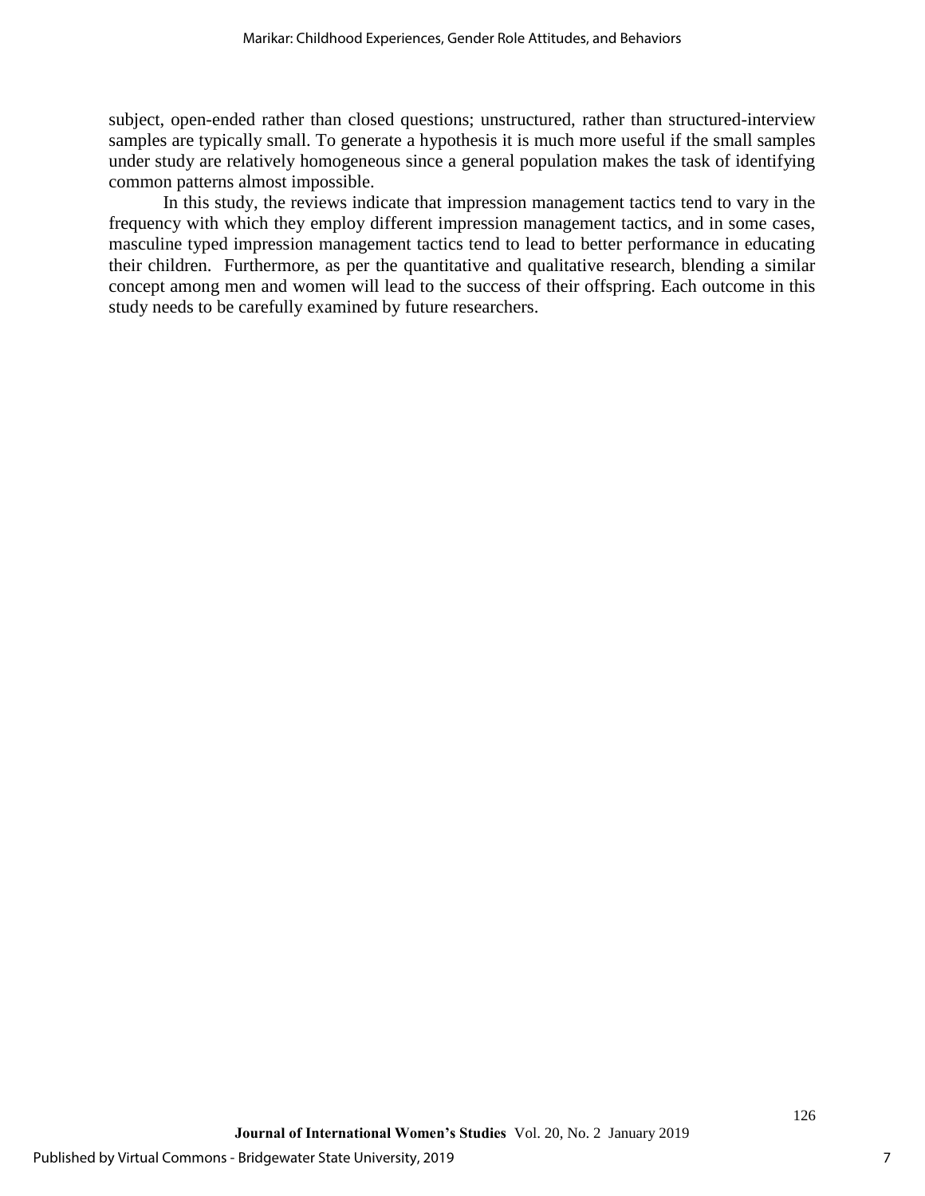subject, open-ended rather than closed questions; unstructured, rather than structured-interview samples are typically small. To generate a hypothesis it is much more useful if the small samples under study are relatively homogeneous since a general population makes the task of identifying common patterns almost impossible.

In this study, the reviews indicate that impression management tactics tend to vary in the frequency with which they employ different impression management tactics, and in some cases, masculine typed impression management tactics tend to lead to better performance in educating their children. Furthermore, as per the quantitative and qualitative research, blending a similar concept among men and women will lead to the success of their offspring. Each outcome in this study needs to be carefully examined by future researchers.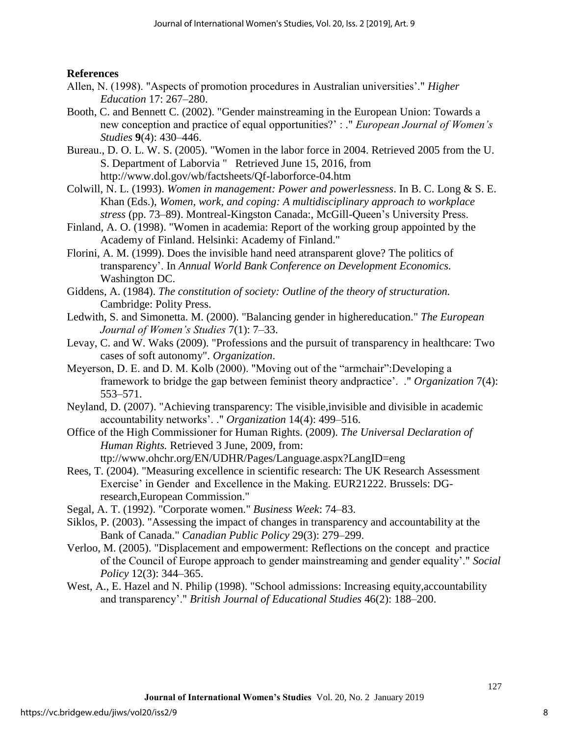**References**

Allen, N. (1998). "Aspects of promotion procedures in Australian universities'." *Higher Education* 17: 267–280.

Booth, C. and Bennett C. (2002). "Gender mainstreaming in the European Union: Towards a new conception and practice of equal opportunities?' : ." *European Journal of Women's Studies* **9**(4): 430–446.

Bureau., D. O. L. W. S. (2005). "Women in the labor force in 2004. Retrieved 2005 from the U. S. Department of Laborvia " Retrieved June 15, 2016, from http://www.dol.gov/wb/factsheets/Qf-laborforce-04.htm

Colwill, N. L. (1993). *Women in management: Power and powerlessness*. In B. C. Long & S. E. Khan (Eds.), *Women, work, and coping: A multidisciplinary approach to workplace stress* (pp. 73–89). Montreal-Kingston Canada:, McGill-Queen's University Press.

Finland, A. O. (1998). "Women in academia: Report of the working group appointed by the Academy of Finland. Helsinki: Academy of Finland."

Florini, A. M. (1999). Does the invisible hand need atransparent glove? The politics of transparency'. In *Annual World Bank Conference on Development Economics.* Washington DC.

Giddens, A. (1984). *The constitution of society: Outline of the theory of structuration.* Cambridge: Polity Press.

Ledwith, S. and Simonetta. M. (2000). "Balancing gender in highereducation." *The European Journal of Women's Studies* 7(1): 7–33.

Levay, C. and W. Waks (2009). "Professions and the pursuit of transparency in healthcare: Two cases of soft autonomy". *Organization*.

Meyerson, D. E. and D. M. Kolb (2000). "Moving out of the "armchair":Developing a framework to bridge the gap between feminist theory andpractice'. ." *Organization* 7(4): 553–571.

Neyland, D. (2007). "Achieving transparency: The visible,invisible and divisible in academic accountability networks'. ." *Organization* 14(4): 499–516.

Office of the High Commissioner for Human Rights. (2009). *The Universal Declaration of Human Rights.* Retrieved 3 June, 2009, from: ttp://www.ohchr.org/EN/UDHR/Pages/Language.aspx?LangID=eng

Rees, T. (2004). "Measuring excellence in scientific research: The UK Research Assessment Exercise' in Gender and Excellence in the Making. EUR21222. Brussels: DG-research,European Commission."

Segal, A. T. (1992). "Corporate women." *Business Week*: 74–83.

Siklos, P. (2003). "Assessing the impact of changes in transparency and accountability at the Bank of Canada." *Canadian Public Policy* 29(3): 279–299.

Verloo, M. (2005). "Displacement and empowerment: Reflections on the concept and practice of the Council of Europe approach to gender mainstreaming and gender equality'." *Social Policy* 12(3): 344–365.

West, A., E. Hazel and N. Philip (1998). "School admissions: Increasing equity,accountability and transparency'." *British Journal of Educational Studies* 46(2): 188–200.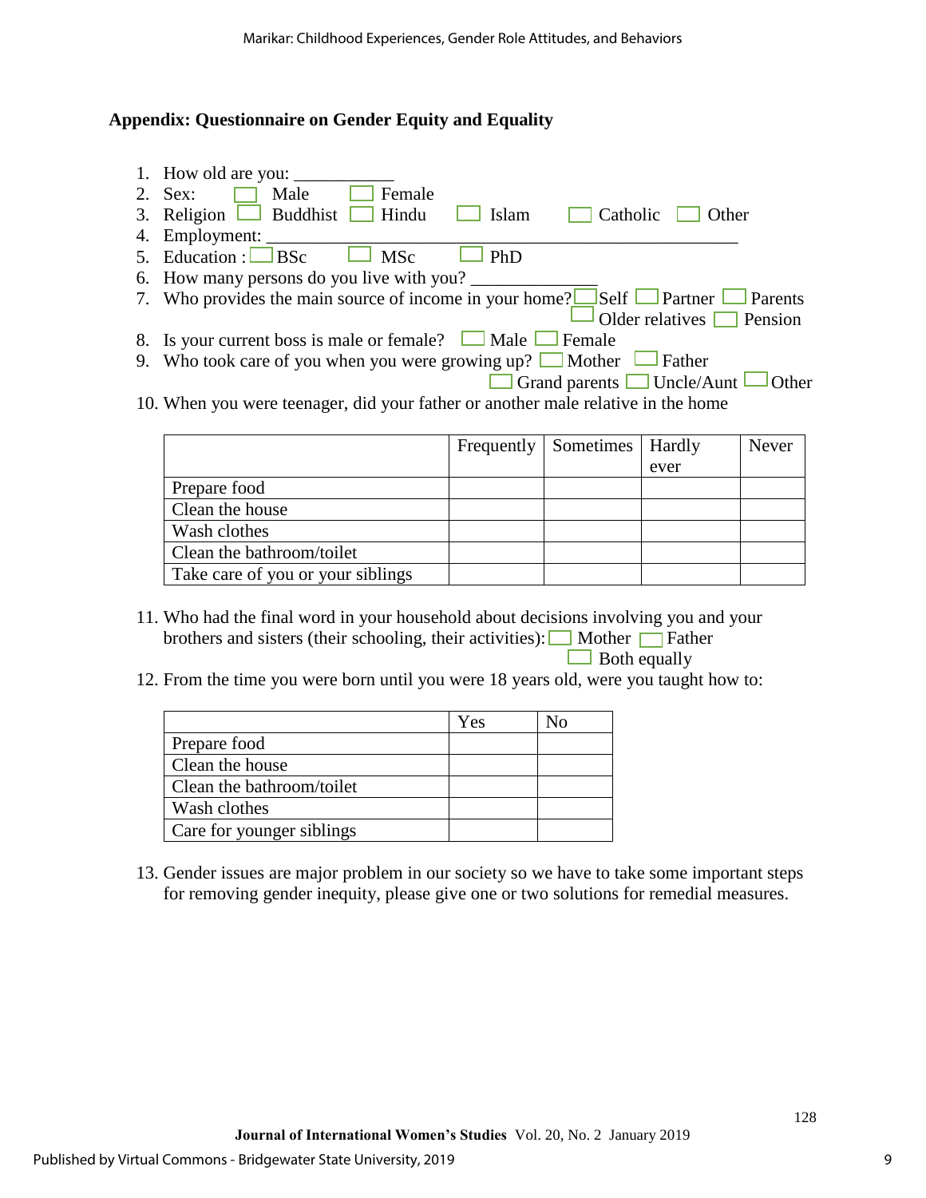### Appendix: Questionnaire on Gender Equity and Equality

1. How old are you: ___________
2. Sex: ☐ Male ☐ Female
3. Religion ☐ Buddhist ☐ Hindu ☐ Islam ☐ Catholic ☐ Other
4. Employment: ___________________________________________________
5. Education : ☐ BSc ☐ MSc ☐ PhD
6. How many persons do you live with you? _____________
7. Who provides the main source of income in your home? ☐ Self ☐ Partner ☐ Parents ☐ Older relatives ☐ Pension
8. Is your current boss is male or female? ☐ Male ☐ Female
9. Who took care of you when you were growing up? ☐ Mother ☐ Father ☐ Grand parents ☐ Uncle/Aunt ☐ Other
10. When you were teenager, did your father or another male relative in the home

| | Frequently | Sometimes | Hardly ever | Never |
|---|---|---|---|---|
| Prepare food | | | | |
| Clean the house | | | | |
| Wash clothes | | | | |
| Clean the bathroom/toilet | | | | |
| Take care of you or your siblings | | | | |

11. Who had the final word in your household about decisions involving you and your brothers and sisters (their schooling, their activities): ☐ Mother ☐ Father ☐ Both equally
12. From the time you were born until you were 18 years old, were you taught how to:

| | Yes | No |
|---|---|---|
| Prepare food | | |
| Clean the house | | |
| Clean the bathroom/toilet | | |
| Wash clothes | | |
| Care for younger siblings | | |

13. Gender issues are major problem in our society so we have to take some important steps for removing gender inequity, please give one or two solutions for remedial measures.